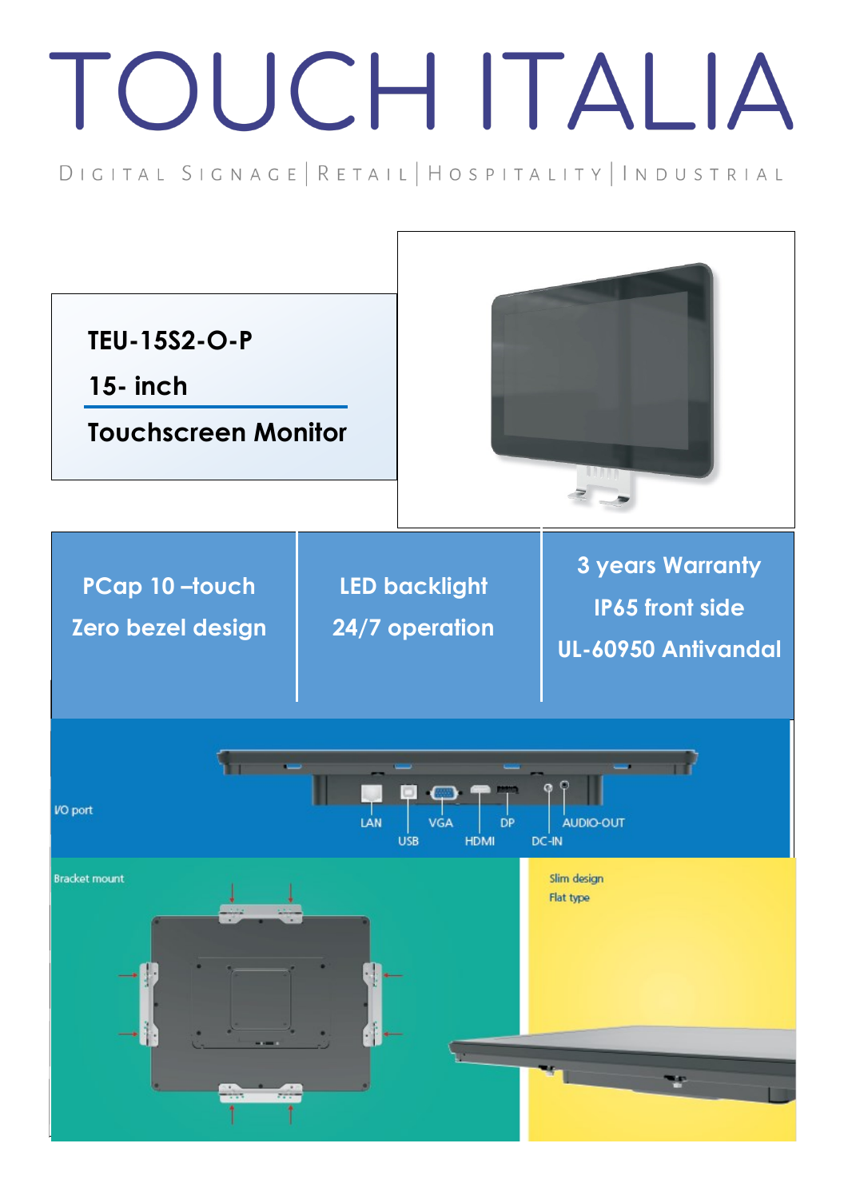# TOUCH ITALIA

DIGITAL SIGNAGE | RETAIL | HOSPITALITY | INDUSTRIAL

**TEU-15S2-O-P**

**15- inch**

**Touchscreen Monitor**

| PCap 10 –touch<br>Zero bezel design | LED backlight<br>24/7 operation | 3 years Warranty<br>IP65 front side<br>UL-60950 Antivandal |
|---|---|---|

I/O port

LAN · USB · VGA · HDMI · DP · DC-IN · AUDIO-OUT

Bracket mount

Slim design

Flat type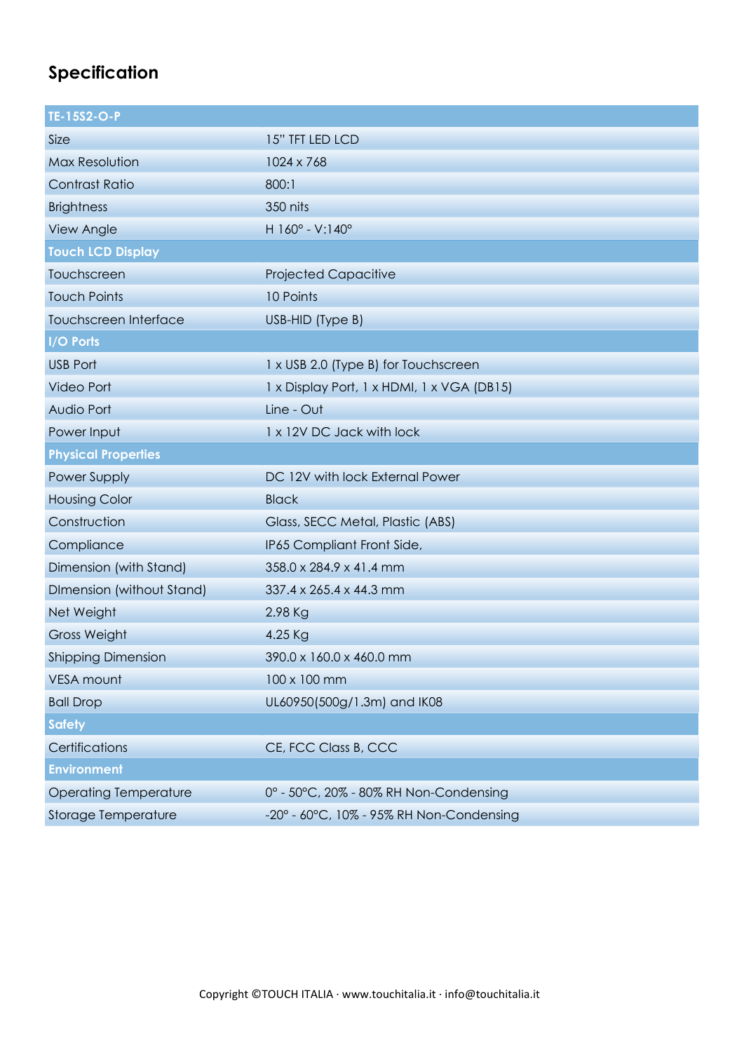## Specification

| TE-15S2-O-P | |
|---|---|
| Size | 15" TFT LED LCD |
| Max Resolution | 1024 x 768 |
| Contrast Ratio | 800:1 |
| Brightness | 350 nits |
| View Angle | H 160° - V:140° |
| **Touch LCD Display** | |
| Touchscreen | Projected Capacitive |
| Touch Points | 10 Points |
| Touchscreen Interface | USB-HID (Type B) |
| **I/O Ports** | |
| USB Port | 1 x USB 2.0 (Type B) for Touchscreen |
| Video Port | 1 x Display Port, 1 x HDMI, 1 x VGA (DB15) |
| Audio Port | Line - Out |
| Power Input | 1 x 12V DC Jack with lock |
| **Physical Properties** | |
| Power Supply | DC 12V with lock External Power |
| Housing Color | Black |
| Construction | Glass, SECC Metal, Plastic (ABS) |
| Compliance | IP65 Compliant Front Side, |
| Dimension (with Stand) | 358.0 x 284.9 x 41.4 mm |
| DImension (without Stand) | 337.4 x 265.4 x 44.3 mm |
| Net Weight | 2.98 Kg |
| Gross Weight | 4.25 Kg |
| Shipping Dimension | 390.0 x 160.0 x 460.0 mm |
| VESA mount | 100 x 100 mm |
| Ball Drop | UL60950(500g/1.3m) and IK08 |
| **Safety** | |
| Certifications | CE, FCC Class B, CCC |
| **Environment** | |
| Operating Temperature | 0° - 50°C, 20% - 80% RH Non-Condensing |
| Storage Temperature | -20° - 60°C, 10% - 95% RH Non-Condensing |

Copyright ©TOUCH ITALIA · www.touchitalia.it · info@touchitalia.it